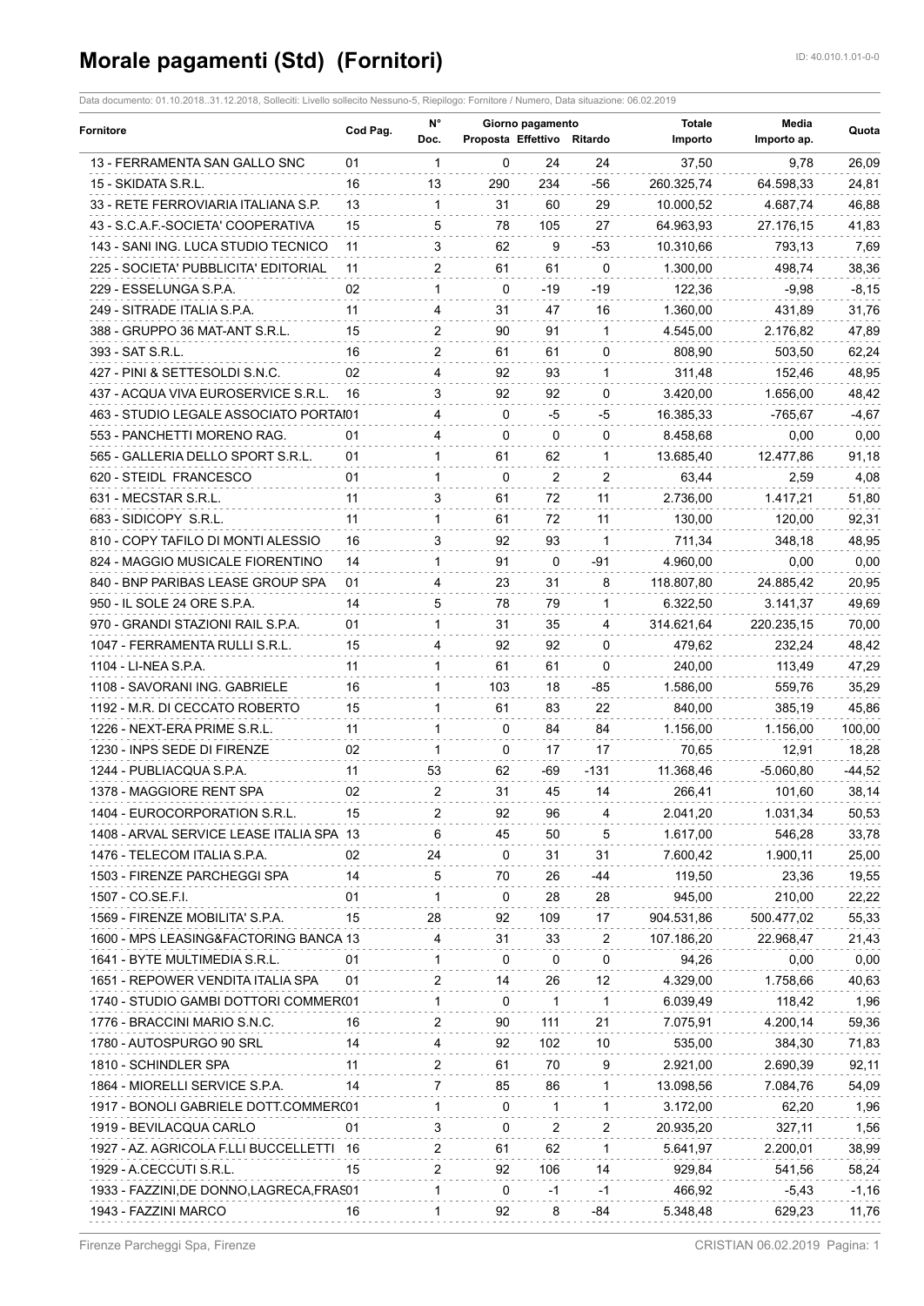# Morale pagamenti (Std) (Fornitori)

ID: 40.010.1.01-0-0

Data documento: 01.10.2018..31.12.2018, Solleciti: Livello sollecito Nessuno-5, Riepilogo: Fornitore / Numero, Data situazione: 06.02.2019

| Fornitore | Cod Pag. | N° Doc. | Giorno pagamento Proposta | Giorno pagamento Effettivo | Giorno pagamento Ritardo | Totale Importo | Media Importo ap. | Quota |
|---|---|---|---|---|---|---|---|---|
| 13 - FERRAMENTA SAN GALLO SNC | 01 | 1 | 0 | 24 | 24 | 37,50 | 9,78 | 26,09 |
| 15 - SKIDATA S.R.L. | 16 | 13 | 290 | 234 | -56 | 260.325,74 | 64.598,33 | 24,81 |
| 33 - RETE FERROVIARIA ITALIANA S.P. | 13 | 1 | 31 | 60 | 29 | 10.000,52 | 4.687,74 | 46,88 |
| 43 - S.C.A.F.-SOCIETA' COOPERATIVA | 15 | 5 | 78 | 105 | 27 | 64.963,93 | 27.176,15 | 41,83 |
| 143 - SANI ING. LUCA STUDIO TECNICO | 11 | 3 | 62 | 9 | -53 | 10.310,66 | 793,13 | 7,69 |
| 225 - SOCIETA' PUBBLICITA' EDITORIAL | 11 | 2 | 61 | 61 | 0 | 1.300,00 | 498,74 | 38,36 |
| 229 - ESSELUNGA S.P.A. | 02 | 1 | 0 | -19 | -19 | 122,36 | -9,98 | -8,15 |
| 249 - SITRADE ITALIA S.P.A. | 11 | 4 | 31 | 47 | 16 | 1.360,00 | 431,89 | 31,76 |
| 388 - GRUPPO 36 MAT-ANT S.R.L. | 15 | 2 | 90 | 91 | 1 | 4.545,00 | 2.176,82 | 47,89 |
| 393 - SAT S.R.L. | 16 | 2 | 61 | 61 | 0 | 808,90 | 503,50 | 62,24 |
| 427 - PINI & SETTESOLDI S.N.C. | 02 | 4 | 92 | 93 | 1 | 311,48 | 152,46 | 48,95 |
| 437 - ACQUA VIVA EUROSERVICE S.R.L. | 16 | 3 | 92 | 92 | 0 | 3.420,00 | 1.656,00 | 48,42 |
| 463 - STUDIO LEGALE ASSOCIATO PORTAI | 01 | 4 | 0 | -5 | -5 | 16.385,33 | -765,67 | -4,67 |
| 553 - PANCHETTI MORENO RAG. | 01 | 4 | 0 | 0 | 0 | 8.458,68 | 0,00 | 0,00 |
| 565 - GALLERIA DELLO SPORT S.R.L. | 01 | 1 | 61 | 62 | 1 | 13.685,40 | 12.477,86 | 91,18 |
| 620 - STEIDL FRANCESCO | 01 | 1 | 0 | 2 | 2 | 63,44 | 2,59 | 4,08 |
| 631 - MECSTAR S.R.L. | 11 | 3 | 61 | 72 | 11 | 2.736,00 | 1.417,21 | 51,80 |
| 683 - SIDICOPY S.R.L. | 11 | 1 | 61 | 72 | 11 | 130,00 | 120,00 | 92,31 |
| 810 - COPY TAFILO DI MONTI ALESSIO | 16 | 3 | 92 | 93 | 1 | 711,34 | 348,18 | 48,95 |
| 824 - MAGGIO MUSICALE FIORENTINO | 14 | 1 | 91 | 0 | -91 | 4.960,00 | 0,00 | 0,00 |
| 840 - BNP PARIBAS LEASE GROUP SPA | 01 | 4 | 23 | 31 | 8 | 118.807,80 | 24.885,42 | 20,95 |
| 950 - IL SOLE 24 ORE S.P.A. | 14 | 5 | 78 | 79 | 1 | 6.322,50 | 3.141,37 | 49,69 |
| 970 - GRANDI STAZIONI RAIL S.P.A. | 01 | 1 | 31 | 35 | 4 | 314.621,64 | 220.235,15 | 70,00 |
| 1047 - FERRAMENTA RULLI S.R.L. | 15 | 4 | 92 | 92 | 0 | 479,62 | 232,24 | 48,42 |
| 1104 - LI-NEA S.P.A. | 11 | 1 | 61 | 61 | 0 | 240,00 | 113,49 | 47,29 |
| 1108 - SAVORANI ING. GABRIELE | 16 | 1 | 103 | 18 | -85 | 1.586,00 | 559,76 | 35,29 |
| 1192 - M.R. DI CECCATO ROBERTO | 15 | 1 | 61 | 83 | 22 | 840,00 | 385,19 | 45,86 |
| 1226 - NEXT-ERA PRIME S.R.L. | 11 | 1 | 0 | 84 | 84 | 1.156,00 | 1.156,00 | 100,00 |
| 1230 - INPS SEDE DI FIRENZE | 02 | 1 | 0 | 17 | 17 | 70,65 | 12,91 | 18,28 |
| 1244 - PUBLIACQUA S.P.A. | 11 | 53 | 62 | -69 | -131 | 11.368,46 | -5.060,80 | -44,52 |
| 1378 - MAGGIORE RENT SPA | 02 | 2 | 31 | 45 | 14 | 266,41 | 101,60 | 38,14 |
| 1404 - EUROCORPORATION S.R.L. | 15 | 2 | 92 | 96 | 4 | 2.041,20 | 1.031,34 | 50,53 |
| 1408 - ARVAL SERVICE LEASE ITALIA SPA | 13 | 6 | 45 | 50 | 5 | 1.617,00 | 546,28 | 33,78 |
| 1476 - TELECOM ITALIA S.P.A. | 02 | 24 | 0 | 31 | 31 | 7.600,42 | 1.900,11 | 25,00 |
| 1503 - FIRENZE PARCHEGGI SPA | 14 | 5 | 70 | 26 | -44 | 119,50 | 23,36 | 19,55 |
| 1507 - CO.SE.F.I. | 01 | 1 | 0 | 28 | 28 | 945,00 | 210,00 | 22,22 |
| 1569 - FIRENZE MOBILITA' S.P.A. | 15 | 28 | 92 | 109 | 17 | 904.531,86 | 500.477,02 | 55,33 |
| 1600 - MPS LEASING&FACTORING BANCA | 13 | 4 | 31 | 33 | 2 | 107.186,20 | 22.968,47 | 21,43 |
| 1641 - BYTE MULTIMEDIA S.R.L. | 01 | 1 | 0 | 0 | 0 | 94,26 | 0,00 | 0,00 |
| 1651 - REPOWER VENDITA ITALIA SPA | 01 | 2 | 14 | 26 | 12 | 4.329,00 | 1.758,66 | 40,63 |
| 1740 - STUDIO GAMBI DOTTORI COMMER | 01 | 1 | 0 | 1 | 1 | 6.039,49 | 118,42 | 1,96 |
| 1776 - BRACCINI MARIO S.N.C. | 16 | 2 | 90 | 111 | 21 | 7.075,91 | 4.200,14 | 59,36 |
| 1780 - AUTOSPURGO 90 SRL | 14 | 4 | 92 | 102 | 10 | 535,00 | 384,30 | 71,83 |
| 1810 - SCHINDLER SPA | 11 | 2 | 61 | 70 | 9 | 2.921,00 | 2.690,39 | 92,11 |
| 1864 - MIORELLI SERVICE S.P.A. | 14 | 7 | 85 | 86 | 1 | 13.098,56 | 7.084,76 | 54,09 |
| 1917 - BONOLI GABRIELE DOTT.COMMER | 01 | 1 | 0 | 1 | 1 | 3.172,00 | 62,20 | 1,96 |
| 1919 - BEVILACQUA CARLO | 01 | 3 | 0 | 2 | 2 | 20.935,20 | 327,11 | 1,56 |
| 1927 - AZ. AGRICOLA F.LLI BUCCELLETTI | 16 | 2 | 61 | 62 | 1 | 5.641,97 | 2.200,01 | 38,99 |
| 1929 - A.CECCUTI S.R.L. | 15 | 2 | 92 | 106 | 14 | 929,84 | 541,56 | 58,24 |
| 1933 - FAZZINI,DE DONNO,LAGRECA,FRAS | 01 | 1 | 0 | -1 | -1 | 466,92 | -5,43 | -1,16 |
| 1943 - FAZZINI MARCO | 16 | 1 | 92 | 8 | -84 | 5.348,48 | 629,23 | 11,76 |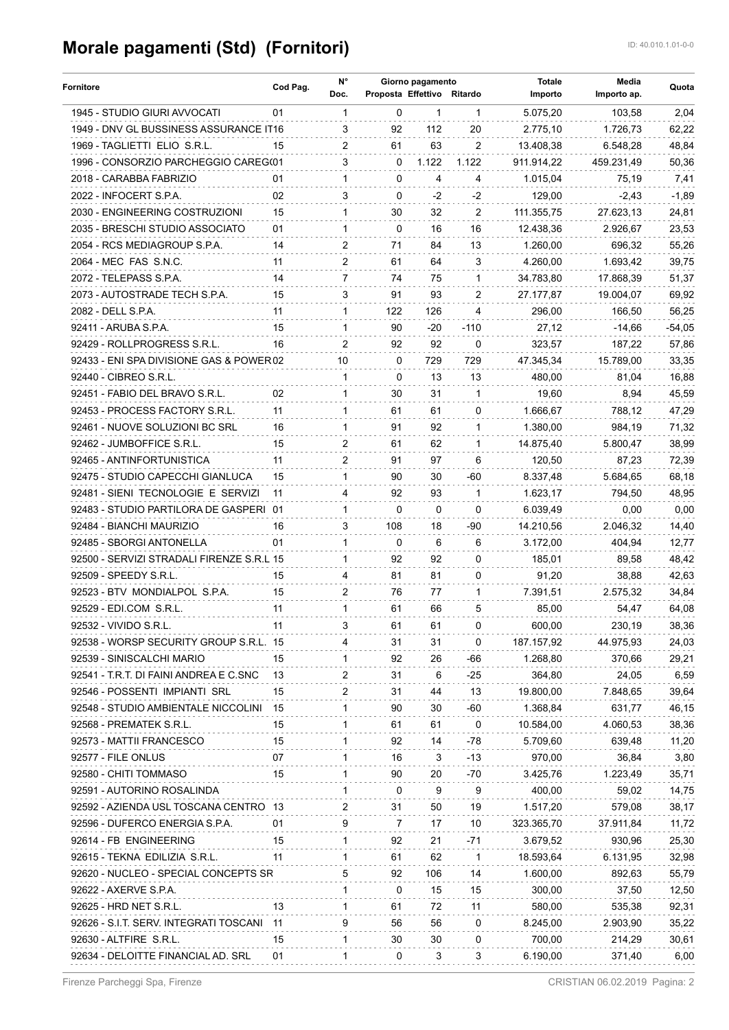# Morale pagamenti (Std) (Fornitori)

ID: 40.010.1.01-0-0

| Fornitore | Cod Pag. | N° Doc. | Giorno pagamento Proposta | Effettivo | Ritardo | Totale Importo | Media Importo ap. | Quota |
|---|---|---|---|---|---|---|---|---|
| 1945 - STUDIO GIURI AVVOCATI | 01 | 1 | 0 | 1 | 1 | 5.075,20 | 103,58 | 2,04 |
| 1949 - DNV GL BUSSINESS ASSURANCE IT | 16 | 3 | 92 | 112 | 20 | 2.775,10 | 1.726,73 | 62,22 |
| 1969 - TAGLIETTI ELIO S.R.L. | 15 | 2 | 61 | 63 | 2 | 13.408,38 | 6.548,28 | 48,84 |
| 1996 - CONSORZIO PARCHEGGIO CAREG | 01 | 3 | 0 | 1.122 | 1.122 | 911.914,22 | 459.231,49 | 50,36 |
| 2018 - CARABBA FABRIZIO | 01 | 1 | 0 | 4 | 4 | 1.015,04 | 75,19 | 7,41 |
| 2022 - INFOCERT S.P.A. | 02 | 3 | 0 | -2 | -2 | 129,00 | -2,43 | -1,89 |
| 2030 - ENGINEERING COSTRUZIONI | 15 | 1 | 30 | 32 | 2 | 111.355,75 | 27.623,13 | 24,81 |
| 2035 - BRESCHI STUDIO ASSOCIATO | 01 | 1 | 0 | 16 | 16 | 12.438,36 | 2.926,67 | 23,53 |
| 2054 - RCS MEDIAGROUP S.P.A. | 14 | 2 | 71 | 84 | 13 | 1.260,00 | 696,32 | 55,26 |
| 2064 - MEC FAS S.N.C. | 11 | 2 | 61 | 64 | 3 | 4.260,00 | 1.693,42 | 39,75 |
| 2072 - TELEPASS S.P.A. | 14 | 7 | 74 | 75 | 1 | 34.783,80 | 17.868,39 | 51,37 |
| 2073 - AUTOSTRADE TECH S.P.A. | 15 | 3 | 91 | 93 | 2 | 27.177,87 | 19.004,07 | 69,92 |
| 2082 - DELL S.P.A. | 11 | 1 | 122 | 126 | 4 | 296,00 | 166,50 | 56,25 |
| 92411 - ARUBA S.P.A. | 15 | 1 | 90 | -20 | -110 | 27,12 | -14,66 | -54,05 |
| 92429 - ROLLPROGRESS S.R.L. | 16 | 2 | 92 | 92 | 0 | 323,57 | 187,22 | 57,86 |
| 92433 - ENI SPA DIVISIONE GAS & POWER | 02 | 10 | 0 | 729 | 729 | 47.345,34 | 15.789,00 | 33,35 |
| 92440 - CIBREO S.R.L. | | 1 | 0 | 13 | 13 | 480,00 | 81,04 | 16,88 |
| 92451 - FABIO DEL BRAVO S.R.L. | 02 | 1 | 30 | 31 | 1 | 19,60 | 8,94 | 45,59 |
| 92453 - PROCESS FACTORY S.R.L. | 11 | 1 | 61 | 61 | 0 | 1.666,67 | 788,12 | 47,29 |
| 92461 - NUOVE SOLUZIONI BC SRL | 16 | 1 | 91 | 92 | 1 | 1.380,00 | 984,19 | 71,32 |
| 92462 - JUMBOFFICE S.R.L. | 15 | 2 | 61 | 62 | 1 | 14.875,40 | 5.800,47 | 38,99 |
| 92465 - ANTINFORTUNISTICA | 11 | 2 | 91 | 97 | 6 | 120,50 | 87,23 | 72,39 |
| 92475 - STUDIO CAPECCHI GIANLUCA | 15 | 1 | 90 | 30 | -60 | 8.337,48 | 5.684,65 | 68,18 |
| 92481 - SIENI TECNOLOGIE E SERVIZI | 11 | 4 | 92 | 93 | 1 | 1.623,17 | 794,50 | 48,95 |
| 92483 - STUDIO PARTILORA DE GASPERI | 01 | 1 | 0 | 0 | 0 | 6.039,49 | 0,00 | 0,00 |
| 92484 - BIANCHI MAURIZIO | 16 | 3 | 108 | 18 | -90 | 14.210,56 | 2.046,32 | 14,40 |
| 92485 - SBORGI ANTONELLA | 01 | 1 | 0 | 6 | 6 | 3.172,00 | 404,94 | 12,77 |
| 92500 - SERVIZI STRADALI FIRENZE S.R.L | 15 | 1 | 92 | 92 | 0 | 185,01 | 89,58 | 48,42 |
| 92509 - SPEEDY S.R.L. | 15 | 4 | 81 | 81 | 0 | 91,20 | 38,88 | 42,63 |
| 92523 - BTV MONDIALPOL S.P.A. | 15 | 2 | 76 | 77 | 1 | 7.391,51 | 2.575,32 | 34,84 |
| 92529 - EDI.COM S.R.L. | 11 | 1 | 61 | 66 | 5 | 85,00 | 54,47 | 64,08 |
| 92532 - VIVIDO S.R.L. | 11 | 3 | 61 | 61 | 0 | 600,00 | 230,19 | 38,36 |
| 92538 - WORSP SECURITY GROUP S.R.L. | 15 | 4 | 31 | 31 | 0 | 187.157,92 | 44.975,93 | 24,03 |
| 92539 - SINISCALCHI MARIO | 15 | 1 | 92 | 26 | -66 | 1.268,80 | 370,66 | 29,21 |
| 92541 - T.R.T. DI FAINI ANDREA E C.SNC | 13 | 2 | 31 | 6 | -25 | 364,80 | 24,05 | 6,59 |
| 92546 - POSSENTI IMPIANTI SRL | 15 | 2 | 31 | 44 | 13 | 19.800,00 | 7.848,65 | 39,64 |
| 92548 - STUDIO AMBIENTALE NICCOLINI | 15 | 1 | 90 | 30 | -60 | 1.368,84 | 631,77 | 46,15 |
| 92568 - PREMATEK S.R.L. | 15 | 1 | 61 | 61 | 0 | 10.584,00 | 4.060,53 | 38,36 |
| 92573 - MATTII FRANCESCO | 15 | 1 | 92 | 14 | -78 | 5.709,60 | 639,48 | 11,20 |
| 92577 - FILE ONLUS | 07 | 1 | 16 | 3 | -13 | 970,00 | 36,84 | 3,80 |
| 92580 - CHITI TOMMASO | 15 | 1 | 90 | 20 | -70 | 3.425,76 | 1.223,49 | 35,71 |
| 92591 - AUTORINO ROSALINDA | | 1 | 0 | 9 | 9 | 400,00 | 59,02 | 14,75 |
| 92592 - AZIENDA USL TOSCANA CENTRO | 13 | 2 | 31 | 50 | 19 | 1.517,20 | 579,08 | 38,17 |
| 92596 - DUFERCO ENERGIA S.P.A. | 01 | 9 | 7 | 17 | 10 | 323.365,70 | 37.911,84 | 11,72 |
| 92614 - FB ENGINEERING | 15 | 1 | 92 | 21 | -71 | 3.679,52 | 930,96 | 25,30 |
| 92615 - TEKNA EDILIZIA S.R.L. | 11 | 1 | 61 | 62 | 1 | 18.593,64 | 6.131,95 | 32,98 |
| 92620 - NUCLEO - SPECIAL CONCEPTS SR | | 5 | 92 | 106 | 14 | 1.600,00 | 892,63 | 55,79 |
| 92622 - AXERVE S.P.A. | | 1 | 0 | 15 | 15 | 300,00 | 37,50 | 12,50 |
| 92625 - HRD NET S.R.L. | 13 | 1 | 61 | 72 | 11 | 580,00 | 535,38 | 92,31 |
| 92626 - S.I.T. SERV. INTEGRATI TOSCANI | 11 | 9 | 56 | 56 | 0 | 8.245,00 | 2.903,90 | 35,22 |
| 92630 - ALTFIRE S.R.L. | 15 | 1 | 30 | 30 | 0 | 700,00 | 214,29 | 30,61 |
| 92634 - DELOITTE FINANCIAL AD. SRL | 01 | 1 | 0 | 3 | 3 | 6.190,00 | 371,40 | 6,00 |

Firenze Parcheggi Spa, Firenze — CRISTIAN 06.02.2019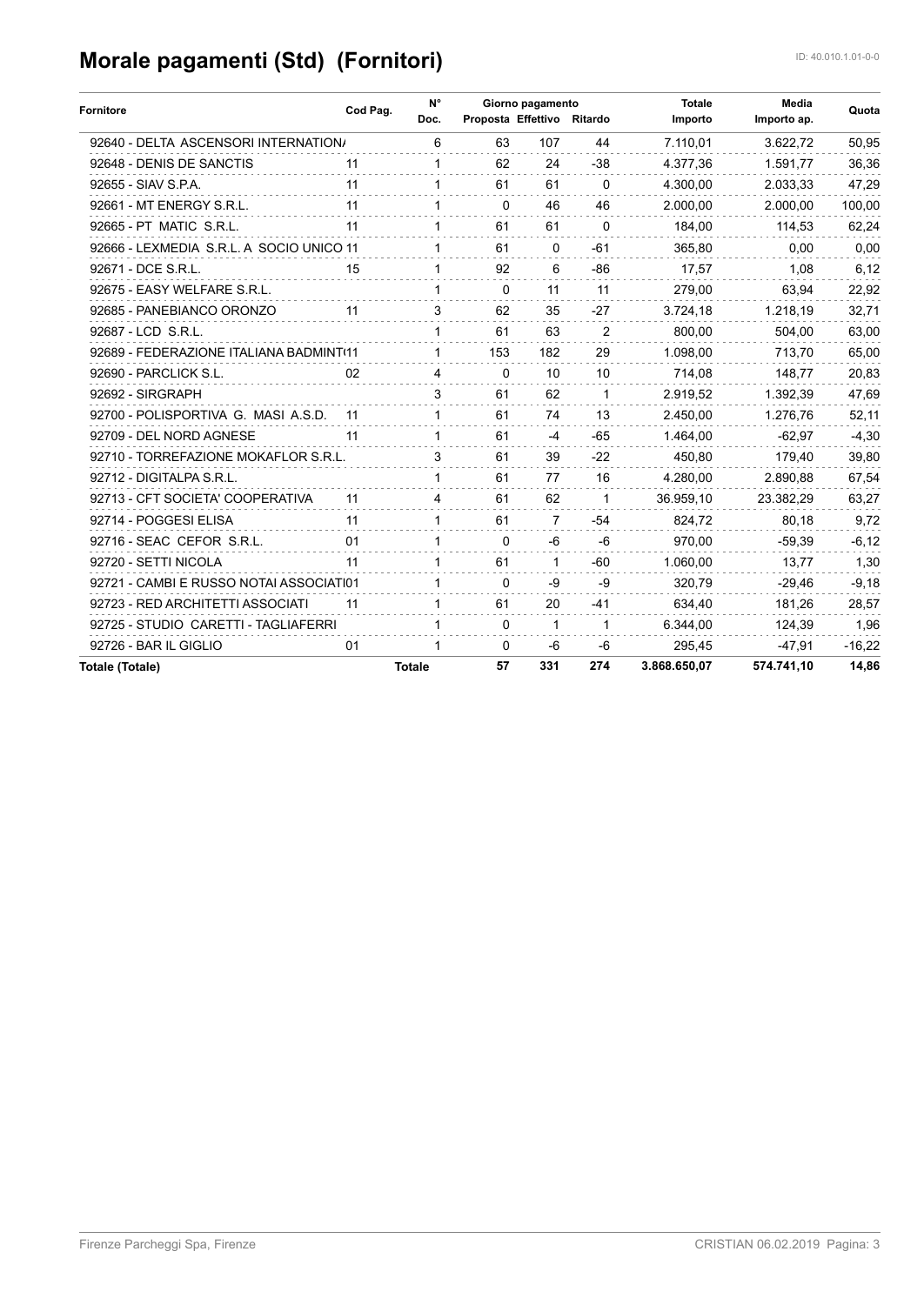# Morale pagamenti (Std) (Fornitori)

ID: 40.010.1.01-0-0

| Fornitore | Cod Pag. | N° Doc. | Giorno pagamento Proposta | Giorno pagamento Effettivo | Giorno pagamento Ritardo | Totale Importo | Media Importo ap. | Quota |
|---|---|---|---|---|---|---|---|---|
| 92640 - DELTA ASCENSORI INTERNATION/ | | 6 | 63 | 107 | 44 | 7.110,01 | 3.622,72 | 50,95 |
| 92648 - DENIS DE SANCTIS | 11 | 1 | 62 | 24 | -38 | 4.377,36 | 1.591,77 | 36,36 |
| 92655 - SIAV S.P.A. | 11 | 1 | 61 | 61 | 0 | 4.300,00 | 2.033,33 | 47,29 |
| 92661 - MT ENERGY S.R.L. | 11 | 1 | 0 | 46 | 46 | 2.000,00 | 2.000,00 | 100,00 |
| 92665 - PT MATIC S.R.L. | 11 | 1 | 61 | 61 | 0 | 184,00 | 114,53 | 62,24 |
| 92666 - LEXMEDIA S.R.L. A SOCIO UNICO | 11 | 1 | 61 | 0 | -61 | 365,80 | 0,00 | 0,00 |
| 92671 - DCE S.R.L. | 15 | 1 | 92 | 6 | -86 | 17,57 | 1,08 | 6,12 |
| 92675 - EASY WELFARE S.R.L. | | 1 | 0 | 11 | 11 | 279,00 | 63,94 | 22,92 |
| 92685 - PANEBIANCO ORONZO | 11 | 3 | 62 | 35 | -27 | 3.724,18 | 1.218,19 | 32,71 |
| 92687 - LCD S.R.L. | | 1 | 61 | 63 | 2 | 800,00 | 504,00 | 63,00 |
| 92689 - FEDERAZIONE ITALIANA BADMINT | 11 | 1 | 153 | 182 | 29 | 1.098,00 | 713,70 | 65,00 |
| 92690 - PARCLICK S.L. | 02 | 4 | 0 | 10 | 10 | 714,08 | 148,77 | 20,83 |
| 92692 - SIRGRAPH | | 3 | 61 | 62 | 1 | 2.919,52 | 1.392,39 | 47,69 |
| 92700 - POLISPORTIVA G. MASI A.S.D. | 11 | 1 | 61 | 74 | 13 | 2.450,00 | 1.276,76 | 52,11 |
| 92709 - DEL NORD AGNESE | 11 | 1 | 61 | -4 | -65 | 1.464,00 | -62,97 | -4,30 |
| 92710 - TORREFAZIONE MOKAFLOR S.R.L. | | 3 | 61 | 39 | -22 | 450,80 | 179,40 | 39,80 |
| 92712 - DIGITALPA S.R.L. | | 1 | 61 | 77 | 16 | 4.280,00 | 2.890,88 | 67,54 |
| 92713 - CFT SOCIETA' COOPERATIVA | 11 | 4 | 61 | 62 | 1 | 36.959,10 | 23.382,29 | 63,27 |
| 92714 - POGGESI ELISA | 11 | 1 | 61 | 7 | -54 | 824,72 | 80,18 | 9,72 |
| 92716 - SEAC CEFOR S.R.L. | 01 | 1 | 0 | -6 | -6 | 970,00 | -59,39 | -6,12 |
| 92720 - SETTI NICOLA | 11 | 1 | 61 | 1 | -60 | 1.060,00 | 13,77 | 1,30 |
| 92721 - CAMBI E RUSSO NOTAI ASSOCIATI | 01 | 1 | 0 | -9 | -9 | 320,79 | -29,46 | -9,18 |
| 92723 - RED ARCHITETTI ASSOCIATI | 11 | 1 | 61 | 20 | -41 | 634,40 | 181,26 | 28,57 |
| 92725 - STUDIO CARETTI - TAGLIAFERRI | | 1 | 0 | 1 | 1 | 6.344,00 | 124,39 | 1,96 |
| 92726 - BAR IL GIGLIO | 01 | 1 | 0 | -6 | -6 | 295,45 | -47,91 | -16,22 |
| **Totale (Totale)** | | **Totale** | **57** | **331** | **274** | **3.868.650,07** | **574.741,10** | **14,86** |

Firenze Parcheggi Spa, Firenze

CRISTIAN 06.02.2019